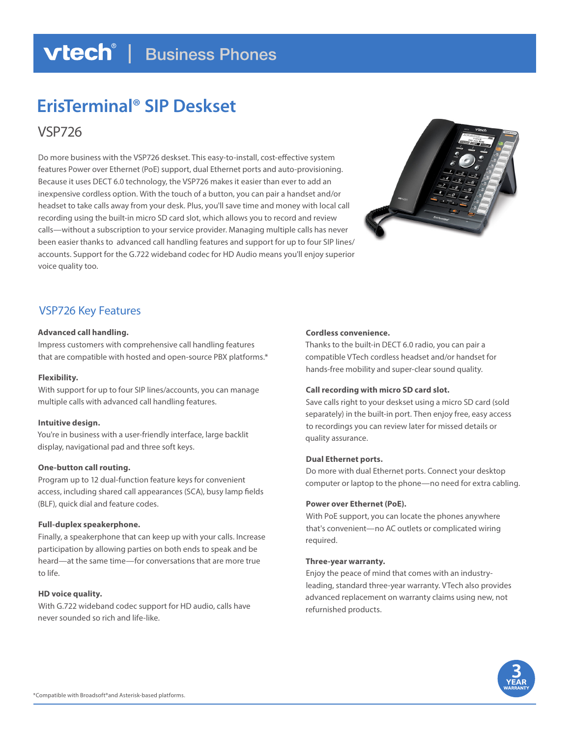vtech® | Business Phones

# ErisTerminal® SIP Deskset

## VSP726

Do more business with the VSP726 deskset. This easy-to-install, cost-effective system features Power over Ethernet (PoE) support, dual Ethernet ports and auto-provisioning. Because it uses DECT 6.0 technology, the VSP726 makes it easier than ever to add an inexpensive cordless option. With the touch of a button, you can pair a handset and/or headset to take calls away from your desk. Plus, you'll save time and money with local call recording using the built-in micro SD card slot, which allows you to record and review calls—without a subscription to your service provider. Managing multiple calls has never been easier thanks to advanced call handling features and support for up to four SIP lines/ accounts. Support for the G.722 wideband codec for HD Audio means you'll enjoy superior voice quality too.

## VSP726 Key Features

**Advanced call handling.**
Impress customers with comprehensive call handling features that are compatible with hosted and open-source PBX platforms.*

**Flexibility.**
With support for up to four SIP lines/accounts, you can manage multiple calls with advanced call handling features.

**Intuitive design.**
You're in business with a user-friendly interface, large backlit display, navigational pad and three soft keys.

**One-button call routing.**
Program up to 12 dual-function feature keys for convenient access, including shared call appearances (SCA), busy lamp fields (BLF), quick dial and feature codes.

**Full-duplex speakerphone.**
Finally, a speakerphone that can keep up with your calls. Increase participation by allowing parties on both ends to speak and be heard—at the same time—for conversations that are more true to life.

**HD voice quality.**
With G.722 wideband codec support for HD audio, calls have never sounded so rich and life-like.

**Cordless convenience.**
Thanks to the built-in DECT 6.0 radio, you can pair a compatible VTech cordless headset and/or handset for hands-free mobility and super-clear sound quality.

**Call recording with micro SD card slot.**
Save calls right to your deskset using a micro SD card (sold separately) in the built-in port. Then enjoy free, easy access to recordings you can review later for missed details or quality assurance.

**Dual Ethernet ports.**
Do more with dual Ethernet ports. Connect your desktop computer or laptop to the phone—no need for extra cabling.

**Power over Ethernet (PoE).**
With PoE support, you can locate the phones anywhere that's convenient—no AC outlets or complicated wiring required.

**Three-year warranty.**
Enjoy the peace of mind that comes with an industry-leading, standard three-year warranty. VTech also provides advanced replacement on warranty claims using new, not refurbished products.

3 YEAR WARRANTY

*Compatible with Broadsoft® and Asterisk-based platforms.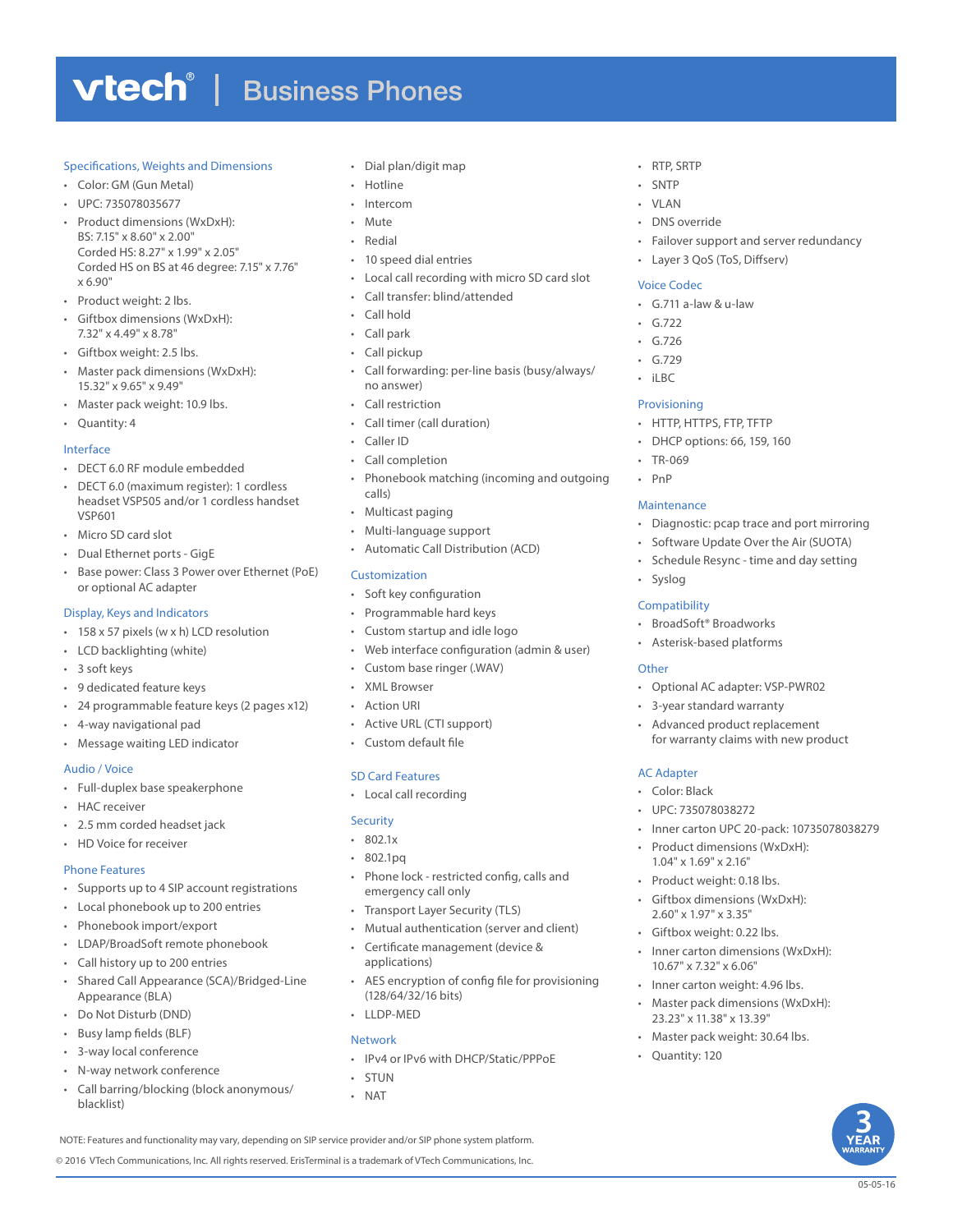# vtech® | Business Phones

## Specifications, Weights and Dimensions

- Color: GM (Gun Metal)
- UPC: 735078035677
- Product dimensions (WxDxH):
  BS: 7.15" x 8.60" x 2.00"
  Corded HS: 8.27" x 1.99" x 2.05"
  Corded HS on BS at 46 degree: 7.15" x 7.76" x 6.90"
- Product weight: 2 lbs.
- Giftbox dimensions (WxDxH): 7.32" x 4.49" x 8.78"
- Giftbox weight: 2.5 lbs.
- Master pack dimensions (WxDxH): 15.32" x 9.65" x 9.49"
- Master pack weight: 10.9 lbs.
- Quantity: 4

## Interface

- DECT 6.0 RF module embedded
- DECT 6.0 (maximum register): 1 cordless headset VSP505 and/or 1 cordless handset VSP601
- Micro SD card slot
- Dual Ethernet ports - GigE
- Base power: Class 3 Power over Ethernet (PoE) or optional AC adapter

## Display, Keys and Indicators

- 158 x 57 pixels (w x h) LCD resolution
- LCD backlighting (white)
- 3 soft keys
- 9 dedicated feature keys
- 24 programmable feature keys (2 pages x12)
- 4-way navigational pad
- Message waiting LED indicator

## Audio / Voice

- Full-duplex base speakerphone
- HAC receiver
- 2.5 mm corded headset jack
- HD Voice for receiver

## Phone Features

- Supports up to 4 SIP account registrations
- Local phonebook up to 200 entries
- Phonebook import/export
- LDAP/BroadSoft remote phonebook
- Call history up to 200 entries
- Shared Call Appearance (SCA)/Bridged-Line Appearance (BLA)
- Do Not Disturb (DND)
- Busy lamp fields (BLF)
- 3-way local conference
- N-way network conference
- Call barring/blocking (block anonymous/ blacklist)
- Dial plan/digit map
- Hotline
- Intercom
- Mute
- Redial
- 10 speed dial entries
- Local call recording with micro SD card slot
- Call transfer: blind/attended
- Call hold
- Call park
- Call pickup
- Call forwarding: per-line basis (busy/always/ no answer)
- Call restriction
- Call timer (call duration)
- Caller ID
- Call completion
- Phonebook matching (incoming and outgoing calls)
- Multicast paging
- Multi-language support
- Automatic Call Distribution (ACD)

## Customization

- Soft key configuration
- Programmable hard keys
- Custom startup and idle logo
- Web interface configuration (admin & user)
- Custom base ringer (.WAV)
- XML Browser
- Action URI
- Active URL (CTI support)
- Custom default file

## SD Card Features

- Local call recording

## Security

- 802.1x
- 802.1pq
- Phone lock - restricted config, calls and emergency call only
- Transport Layer Security (TLS)
- Mutual authentication (server and client)
- Certificate management (device & applications)
- AES encryption of config file for provisioning (128/64/32/16 bits)
- LLDP-MED

## Network

- IPv4 or IPv6 with DHCP/Static/PPPoE
- STUN
- NAT
- RTP, SRTP
- SNTP
- VLAN
- DNS override
- Failover support and server redundancy
- Layer 3 QoS (ToS, Diffserv)

## Voice Codec

- G.711 a-law & u-law
- G.722
- G.726
- G.729
- iLBC

## Provisioning

- HTTP, HTTPS, FTP, TFTP
- DHCP options: 66, 159, 160
- TR-069
- PnP

## Maintenance

- Diagnostic: pcap trace and port mirroring
- Software Update Over the Air (SUOTA)
- Schedule Resync - time and day setting
- Syslog

## Compatibility

- BroadSoft® Broadworks
- Asterisk-based platforms

## Other

- Optional AC adapter: VSP-PWR02
- 3-year standard warranty
- Advanced product replacement for warranty claims with new product

## AC Adapter

- Color: Black
- UPC: 735078038272
- Inner carton UPC 20-pack: 10735078038279
- Product dimensions (WxDxH): 1.04" x 1.69" x 2.16"
- Product weight: 0.18 lbs.
- Giftbox dimensions (WxDxH): 2.60" x 1.97" x 3.35"
- Giftbox weight: 0.22 lbs.
- Inner carton dimensions (WxDxH): 10.67" x 7.32" x 6.06"
- Inner carton weight: 4.96 lbs.
- Master pack dimensions (WxDxH): 23.23" x 11.38" x 13.39"
- Master pack weight: 30.64 lbs.
- Quantity: 120

3 YEAR WARRANTY

NOTE: Features and functionality may vary, depending on SIP service provider and/or SIP phone system platform.

© 2016 VTech Communications, Inc. All rights reserved. ErisTerminal is a trademark of VTech Communications, Inc.

05-05-16